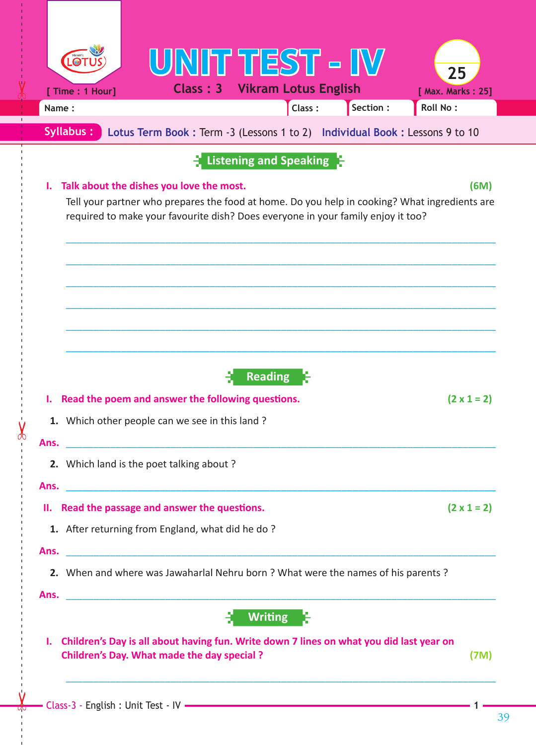# UNIT TEST - IV

**Class : 3 Vikram Lotus English**

[ Time : 1 Hour] [ Max. Marks : 25]

Name : Class : Section : Roll No :

**Syllabus :** Lotus Term Book : Term -3 (Lessons 1 to 2) Individual Book : Lessons 9 to 10

## Listening and Speaking

**I. Talk about the dishes you love the most.** **(6M)**

Tell your partner who prepares the food at home. Do you help in cooking? What ingredients are required to make your favourite dish? Does everyone in your family enjoy it too?

______________________________________________________________________________

______________________________________________________________________________

______________________________________________________________________________

______________________________________________________________________________

______________________________________________________________________________

______________________________________________________________________________

## Reading

**I. Read the poem and answer the following questions.** **(2 x 1 = 2)**

1. Which other people can we see in this land ?

Ans. ______________________________________________________________________

2. Which land is the poet talking about ?

Ans. ______________________________________________________________________

**II. Read the passage and answer the questions.** **(2 x 1 = 2)**

1. After returning from England, what did he do ?

Ans. ______________________________________________________________________

2. When and where was Jawaharlal Nehru born ? What were the names of his parents ?

Ans. ______________________________________________________________________

## Writing

**I. Children's Day is all about having fun. Write down 7 lines on what you did last year on Children's Day. What made the day special ?** **(7M)**

______________________________________________________________________________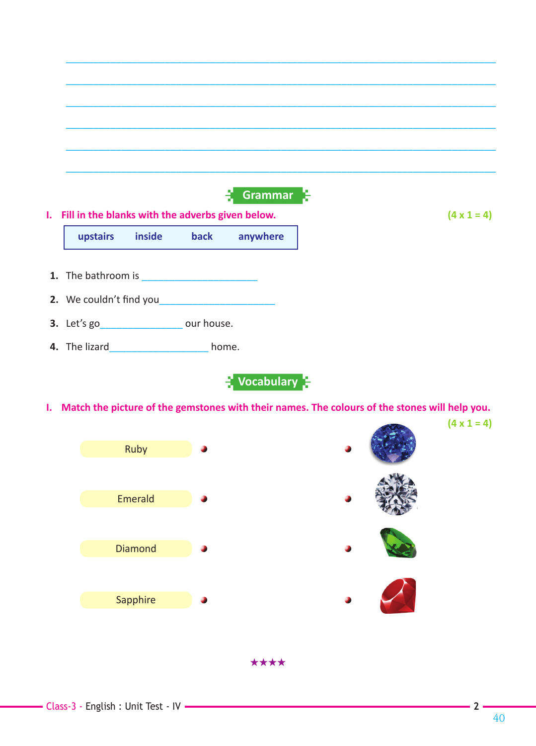______________________________________________________________________

______________________________________________________________________

______________________________________________________________________

______________________________________________________________________

______________________________________________________________________

______________________________________________________________________

## Grammar

**I. Fill in the blanks with the adverbs given below.** **(4 x 1 = 4)**

| upstairs | inside | back | anywhere |
|---|---|---|---|

1. The bathroom is ______________________
2. We couldn't find you______________________
3. Let's go________________ our house.
4. The lizard___________________ home.

## Vocabulary

**I. Match the picture of the gemstones with their names. The colours of the stones will help you.** **(4 x 1 = 4)**

- Ruby
- Emerald
- Diamond
- Sapphire

★★★★